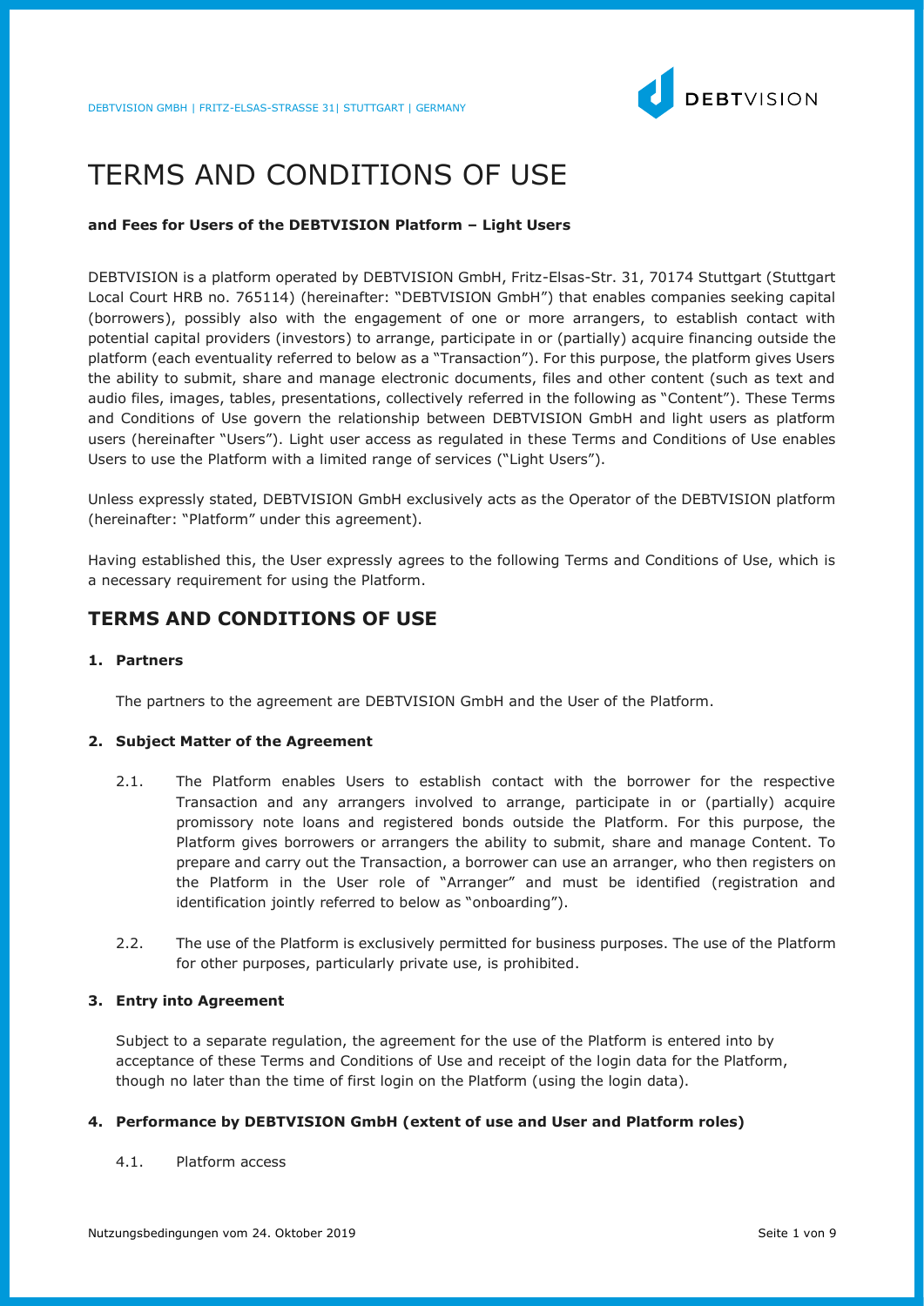# TERMS AND CONDITIONS OF USE

**and Fees for Users of the DEBTVISION Platform – Light Users**

DEBTVISION is a platform operated by DEBTVISION GmbH, Fritz-Elsas-Str. 31, 70174 Stuttgart (Stuttgart Local Court HRB no. 765114) (hereinafter: "DEBTVISION GmbH") that enables companies seeking capital (borrowers), possibly also with the engagement of one or more arrangers, to establish contact with potential capital providers (investors) to arrange, participate in or (partially) acquire financing outside the platform (each eventuality referred to below as a "Transaction"). For this purpose, the platform gives Users the ability to submit, share and manage electronic documents, files and other content (such as text and audio files, images, tables, presentations, collectively referred in the following as "Content"). These Terms and Conditions of Use govern the relationship between DEBTVISION GmbH and light users as platform users (hereinafter "Users"). Light user access as regulated in these Terms and Conditions of Use enables Users to use the Platform with a limited range of services ("Light Users").

Unless expressly stated, DEBTVISION GmbH exclusively acts as the Operator of the DEBTVISION platform (hereinafter: "Platform" under this agreement).

Having established this, the User expressly agrees to the following Terms and Conditions of Use, which is a necessary requirement for using the Platform.

## TERMS AND CONDITIONS OF USE

### 1. Partners

The partners to the agreement are DEBTVISION GmbH and the User of the Platform.

### 2. Subject Matter of the Agreement

2.1. The Platform enables Users to establish contact with the borrower for the respective Transaction and any arrangers involved to arrange, participate in or (partially) acquire promissory note loans and registered bonds outside the Platform. For this purpose, the Platform gives borrowers or arrangers the ability to submit, share and manage Content. To prepare and carry out the Transaction, a borrower can use an arranger, who then registers on the Platform in the User role of "Arranger" and must be identified (registration and identification jointly referred to below as "onboarding").

2.2. The use of the Platform is exclusively permitted for business purposes. The use of the Platform for other purposes, particularly private use, is prohibited.

### 3. Entry into Agreement

Subject to a separate regulation, the agreement for the use of the Platform is entered into by acceptance of these Terms and Conditions of Use and receipt of the login data for the Platform, though no later than the time of first login on the Platform (using the login data).

### 4. Performance by DEBTVISION GmbH (extent of use and User and Platform roles)

4.1. Platform access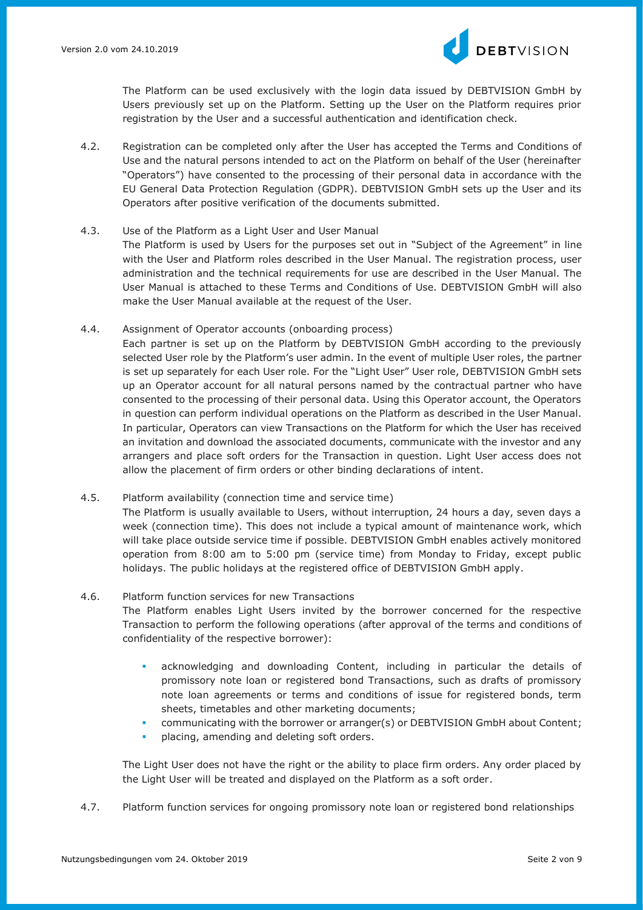The Platform can be used exclusively with the login data issued by DEBTVISION GmbH by Users previously set up on the Platform. Setting up the User on the Platform requires prior registration by the User and a successful authentication and identification check.

4.2. Registration can be completed only after the User has accepted the Terms and Conditions of Use and the natural persons intended to act on the Platform on behalf of the User (hereinafter "Operators") have consented to the processing of their personal data in accordance with the EU General Data Protection Regulation (GDPR). DEBTVISION GmbH sets up the User and its Operators after positive verification of the documents submitted.

4.3. Use of the Platform as a Light User and User Manual

The Platform is used by Users for the purposes set out in "Subject of the Agreement" in line with the User and Platform roles described in the User Manual. The registration process, user administration and the technical requirements for use are described in the User Manual. The User Manual is attached to these Terms and Conditions of Use. DEBTVISION GmbH will also make the User Manual available at the request of the User.

4.4. Assignment of Operator accounts (onboarding process)

Each partner is set up on the Platform by DEBTVISION GmbH according to the previously selected User role by the Platform's user admin. In the event of multiple User roles, the partner is set up separately for each User role. For the "Light User" User role, DEBTVISION GmbH sets up an Operator account for all natural persons named by the contractual partner who have consented to the processing of their personal data. Using this Operator account, the Operators in question can perform individual operations on the Platform as described in the User Manual. In particular, Operators can view Transactions on the Platform for which the User has received an invitation and download the associated documents, communicate with the investor and any arrangers and place soft orders for the Transaction in question. Light User access does not allow the placement of firm orders or other binding declarations of intent.

4.5. Platform availability (connection time and service time)

The Platform is usually available to Users, without interruption, 24 hours a day, seven days a week (connection time). This does not include a typical amount of maintenance work, which will take place outside service time if possible. DEBTVISION GmbH enables actively monitored operation from 8:00 am to 5:00 pm (service time) from Monday to Friday, except public holidays. The public holidays at the registered office of DEBTVISION GmbH apply.

4.6. Platform function services for new Transactions

The Platform enables Light Users invited by the borrower concerned for the respective Transaction to perform the following operations (after approval of the terms and conditions of confidentiality of the respective borrower):

- acknowledging and downloading Content, including in particular the details of promissory note loan or registered bond Transactions, such as drafts of promissory note loan agreements or terms and conditions of issue for registered bonds, term sheets, timetables and other marketing documents;
- communicating with the borrower or arranger(s) or DEBTVISION GmbH about Content;
- placing, amending and deleting soft orders.

The Light User does not have the right or the ability to place firm orders. Any order placed by the Light User will be treated and displayed on the Platform as a soft order.

4.7. Platform function services for ongoing promissory note loan or registered bond relationships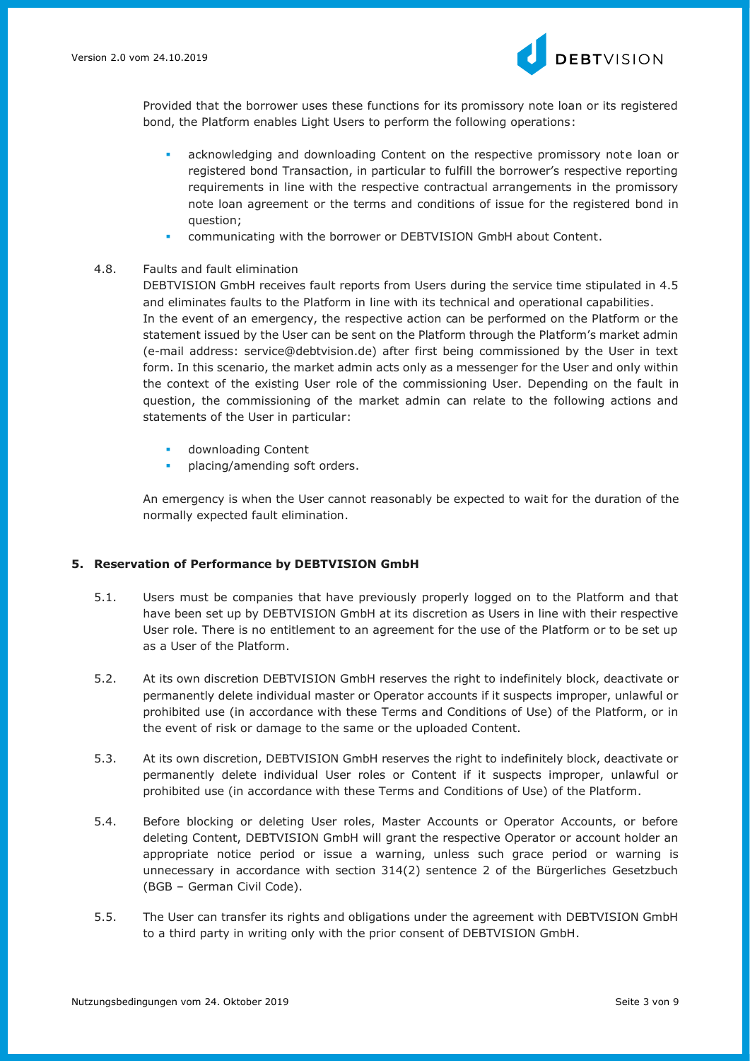Provided that the borrower uses these functions for its promissory note loan or its registered bond, the Platform enables Light Users to perform the following operations:

- acknowledging and downloading Content on the respective promissory note loan or registered bond Transaction, in particular to fulfill the borrower's respective reporting requirements in line with the respective contractual arrangements in the promissory note loan agreement or the terms and conditions of issue for the registered bond in question;
- communicating with the borrower or DEBTVISION GmbH about Content.

4.8. Faults and fault elimination

DEBTVISION GmbH receives fault reports from Users during the service time stipulated in 4.5 and eliminates faults to the Platform in line with its technical and operational capabilities.
In the event of an emergency, the respective action can be performed on the Platform or the statement issued by the User can be sent on the Platform through the Platform's market admin (e-mail address: service@debtvision.de) after first being commissioned by the User in text form. In this scenario, the market admin acts only as a messenger for the User and only within the context of the existing User role of the commissioning User. Depending on the fault in question, the commissioning of the market admin can relate to the following actions and statements of the User in particular:

- downloading Content
- placing/amending soft orders.

An emergency is when the User cannot reasonably be expected to wait for the duration of the normally expected fault elimination.

## 5. Reservation of Performance by DEBTVISION GmbH

5.1. Users must be companies that have previously properly logged on to the Platform and that have been set up by DEBTVISION GmbH at its discretion as Users in line with their respective User role. There is no entitlement to an agreement for the use of the Platform or to be set up as a User of the Platform.

5.2. At its own discretion DEBTVISION GmbH reserves the right to indefinitely block, deactivate or permanently delete individual master or Operator accounts if it suspects improper, unlawful or prohibited use (in accordance with these Terms and Conditions of Use) of the Platform, or in the event of risk or damage to the same or the uploaded Content.

5.3. At its own discretion, DEBTVISION GmbH reserves the right to indefinitely block, deactivate or permanently delete individual User roles or Content if it suspects improper, unlawful or prohibited use (in accordance with these Terms and Conditions of Use) of the Platform.

5.4. Before blocking or deleting User roles, Master Accounts or Operator Accounts, or before deleting Content, DEBTVISION GmbH will grant the respective Operator or account holder an appropriate notice period or issue a warning, unless such grace period or warning is unnecessary in accordance with section 314(2) sentence 2 of the Bürgerliches Gesetzbuch (BGB – German Civil Code).

5.5. The User can transfer its rights and obligations under the agreement with DEBTVISION GmbH to a third party in writing only with the prior consent of DEBTVISION GmbH.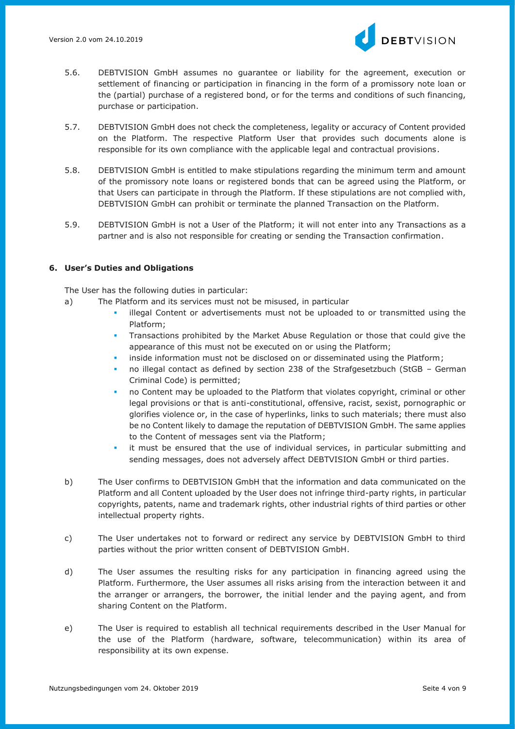5.6. DEBTVISION GmbH assumes no guarantee or liability for the agreement, execution or settlement of financing or participation in financing in the form of a promissory note loan or the (partial) purchase of a registered bond, or for the terms and conditions of such financing, purchase or participation.

5.7. DEBTVISION GmbH does not check the completeness, legality or accuracy of Content provided on the Platform. The respective Platform User that provides such documents alone is responsible for its own compliance with the applicable legal and contractual provisions.

5.8. DEBTVISION GmbH is entitled to make stipulations regarding the minimum term and amount of the promissory note loans or registered bonds that can be agreed using the Platform, or that Users can participate in through the Platform. If these stipulations are not complied with, DEBTVISION GmbH can prohibit or terminate the planned Transaction on the Platform.

5.9. DEBTVISION GmbH is not a User of the Platform; it will not enter into any Transactions as a partner and is also not responsible for creating or sending the Transaction confirmation.

## 6. User's Duties and Obligations

The User has the following duties in particular:

a) The Platform and its services must not be misused, in particular
   - illegal Content or advertisements must not be uploaded to or transmitted using the Platform;
   - Transactions prohibited by the Market Abuse Regulation or those that could give the appearance of this must not be executed on or using the Platform;
   - inside information must not be disclosed on or disseminated using the Platform;
   - no illegal contact as defined by section 238 of the Strafgesetzbuch (StGB – German Criminal Code) is permitted;
   - no Content may be uploaded to the Platform that violates copyright, criminal or other legal provisions or that is anti-constitutional, offensive, racist, sexist, pornographic or glorifies violence or, in the case of hyperlinks, links to such materials; there must also be no Content likely to damage the reputation of DEBTVISION GmbH. The same applies to the Content of messages sent via the Platform;
   - it must be ensured that the use of individual services, in particular submitting and sending messages, does not adversely affect DEBTVISION GmbH or third parties.

b) The User confirms to DEBTVISION GmbH that the information and data communicated on the Platform and all Content uploaded by the User does not infringe third-party rights, in particular copyrights, patents, name and trademark rights, other industrial rights of third parties or other intellectual property rights.

c) The User undertakes not to forward or redirect any service by DEBTVISION GmbH to third parties without the prior written consent of DEBTVISION GmbH.

d) The User assumes the resulting risks for any participation in financing agreed using the Platform. Furthermore, the User assumes all risks arising from the interaction between it and the arranger or arrangers, the borrower, the initial lender and the paying agent, and from sharing Content on the Platform.

e) The User is required to establish all technical requirements described in the User Manual for the use of the Platform (hardware, software, telecommunication) within its area of responsibility at its own expense.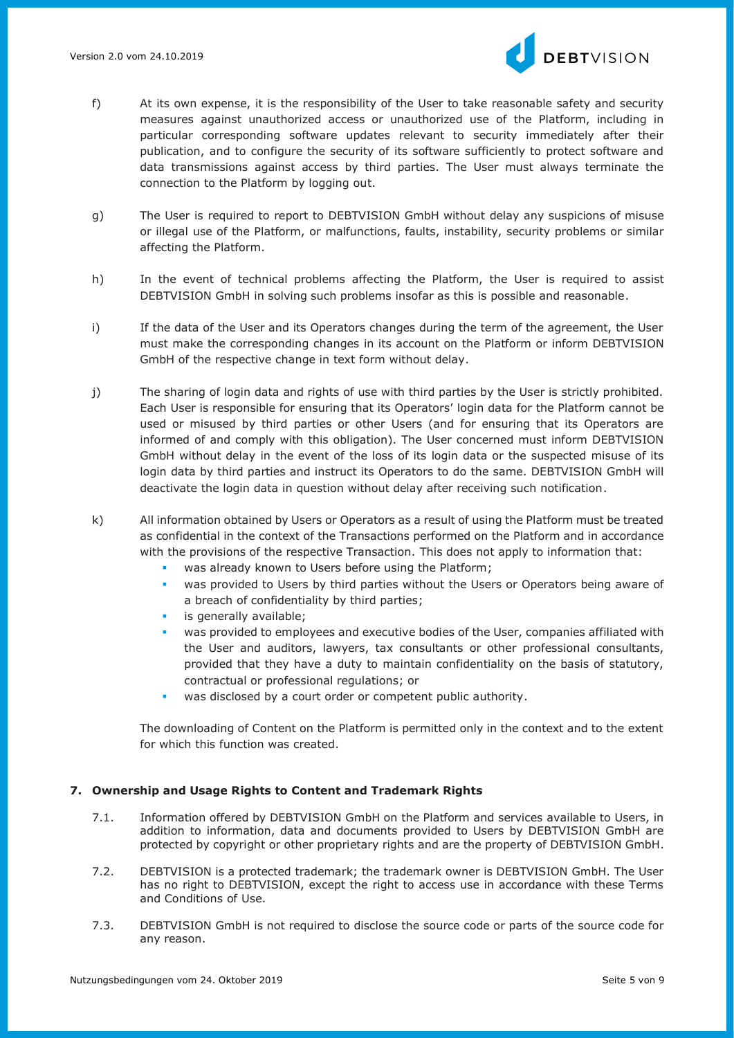f) At its own expense, it is the responsibility of the User to take reasonable safety and security measures against unauthorized access or unauthorized use of the Platform, including in particular corresponding software updates relevant to security immediately after their publication, and to configure the security of its software sufficiently to protect software and data transmissions against access by third parties. The User must always terminate the connection to the Platform by logging out.

g) The User is required to report to DEBTVISION GmbH without delay any suspicions of misuse or illegal use of the Platform, or malfunctions, faults, instability, security problems or similar affecting the Platform.

h) In the event of technical problems affecting the Platform, the User is required to assist DEBTVISION GmbH in solving such problems insofar as this is possible and reasonable.

i) If the data of the User and its Operators changes during the term of the agreement, the User must make the corresponding changes in its account on the Platform or inform DEBTVISION GmbH of the respective change in text form without delay.

j) The sharing of login data and rights of use with third parties by the User is strictly prohibited. Each User is responsible for ensuring that its Operators' login data for the Platform cannot be used or misused by third parties or other Users (and for ensuring that its Operators are informed of and comply with this obligation). The User concerned must inform DEBTVISION GmbH without delay in the event of the loss of its login data or the suspected misuse of its login data by third parties and instruct its Operators to do the same. DEBTVISION GmbH will deactivate the login data in question without delay after receiving such notification.

k) All information obtained by Users or Operators as a result of using the Platform must be treated as confidential in the context of the Transactions performed on the Platform and in accordance with the provisions of the respective Transaction. This does not apply to information that:
   - was already known to Users before using the Platform;
   - was provided to Users by third parties without the Users or Operators being aware of a breach of confidentiality by third parties;
   - is generally available;
   - was provided to employees and executive bodies of the User, companies affiliated with the User and auditors, lawyers, tax consultants or other professional consultants, provided that they have a duty to maintain confidentiality on the basis of statutory, contractual or professional regulations; or
   - was disclosed by a court order or competent public authority.

   The downloading of Content on the Platform is permitted only in the context and to the extent for which this function was created.

## 7. Ownership and Usage Rights to Content and Trademark Rights

7.1. Information offered by DEBTVISION GmbH on the Platform and services available to Users, in addition to information, data and documents provided to Users by DEBTVISION GmbH are protected by copyright or other proprietary rights and are the property of DEBTVISION GmbH.

7.2. DEBTVISION is a protected trademark; the trademark owner is DEBTVISION GmbH. The User has no right to DEBTVISION, except the right to access use in accordance with these Terms and Conditions of Use.

7.3. DEBTVISION GmbH is not required to disclose the source code or parts of the source code for any reason.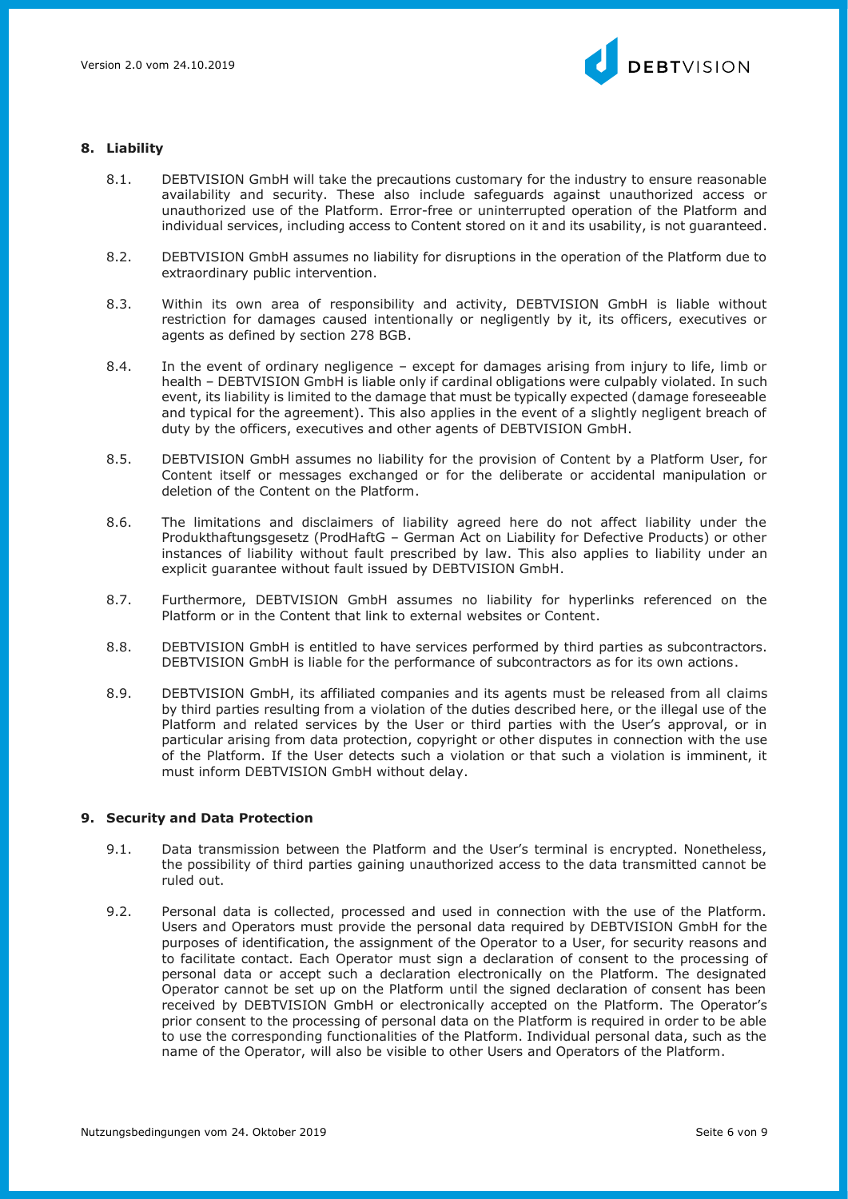## 8. Liability

8.1. DEBTVISION GmbH will take the precautions customary for the industry to ensure reasonable availability and security. These also include safeguards against unauthorized access or unauthorized use of the Platform. Error-free or uninterrupted operation of the Platform and individual services, including access to Content stored on it and its usability, is not guaranteed.

8.2. DEBTVISION GmbH assumes no liability for disruptions in the operation of the Platform due to extraordinary public intervention.

8.3. Within its own area of responsibility and activity, DEBTVISION GmbH is liable without restriction for damages caused intentionally or negligently by it, its officers, executives or agents as defined by section 278 BGB.

8.4. In the event of ordinary negligence – except for damages arising from injury to life, limb or health – DEBTVISION GmbH is liable only if cardinal obligations were culpably violated. In such event, its liability is limited to the damage that must be typically expected (damage foreseeable and typical for the agreement). This also applies in the event of a slightly negligent breach of duty by the officers, executives and other agents of DEBTVISION GmbH.

8.5. DEBTVISION GmbH assumes no liability for the provision of Content by a Platform User, for Content itself or messages exchanged or for the deliberate or accidental manipulation or deletion of the Content on the Platform.

8.6. The limitations and disclaimers of liability agreed here do not affect liability under the Produkthaftungsgesetz (ProdHaftG – German Act on Liability for Defective Products) or other instances of liability without fault prescribed by law. This also applies to liability under an explicit guarantee without fault issued by DEBTVISION GmbH.

8.7. Furthermore, DEBTVISION GmbH assumes no liability for hyperlinks referenced on the Platform or in the Content that link to external websites or Content.

8.8. DEBTVISION GmbH is entitled to have services performed by third parties as subcontractors. DEBTVISION GmbH is liable for the performance of subcontractors as for its own actions.

8.9. DEBTVISION GmbH, its affiliated companies and its agents must be released from all claims by third parties resulting from a violation of the duties described here, or the illegal use of the Platform and related services by the User or third parties with the User's approval, or in particular arising from data protection, copyright or other disputes in connection with the use of the Platform. If the User detects such a violation or that such a violation is imminent, it must inform DEBTVISION GmbH without delay.

## 9. Security and Data Protection

9.1. Data transmission between the Platform and the User's terminal is encrypted. Nonetheless, the possibility of third parties gaining unauthorized access to the data transmitted cannot be ruled out.

9.2. Personal data is collected, processed and used in connection with the use of the Platform. Users and Operators must provide the personal data required by DEBTVISION GmbH for the purposes of identification, the assignment of the Operator to a User, for security reasons and to facilitate contact. Each Operator must sign a declaration of consent to the processing of personal data or accept such a declaration electronically on the Platform. The designated Operator cannot be set up on the Platform until the signed declaration of consent has been received by DEBTVISION GmbH or electronically accepted on the Platform. The Operator's prior consent to the processing of personal data on the Platform is required in order to be able to use the corresponding functionalities of the Platform. Individual personal data, such as the name of the Operator, will also be visible to other Users and Operators of the Platform.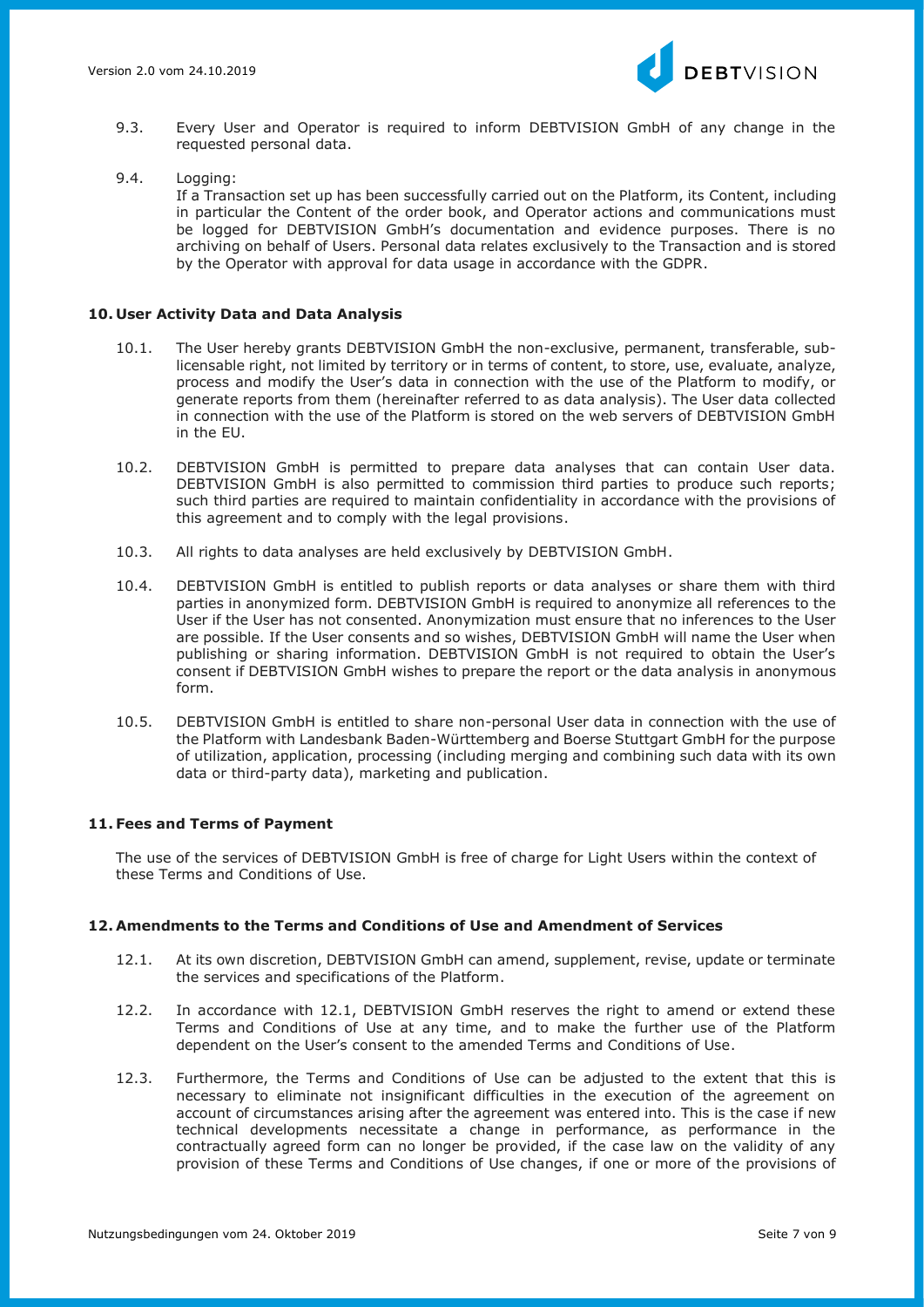9.3. Every User and Operator is required to inform DEBTVISION GmbH of any change in the requested personal data.

9.4. Logging:
If a Transaction set up has been successfully carried out on the Platform, its Content, including in particular the Content of the order book, and Operator actions and communications must be logged for DEBTVISION GmbH's documentation and evidence purposes. There is no archiving on behalf of Users. Personal data relates exclusively to the Transaction and is stored by the Operator with approval for data usage in accordance with the GDPR.

## 10. User Activity Data and Data Analysis

10.1. The User hereby grants DEBTVISION GmbH the non-exclusive, permanent, transferable, sub-licensable right, not limited by territory or in terms of content, to store, use, evaluate, analyze, process and modify the User's data in connection with the use of the Platform to modify, or generate reports from them (hereinafter referred to as data analysis). The User data collected in connection with the use of the Platform is stored on the web servers of DEBTVISION GmbH in the EU.

10.2. DEBTVISION GmbH is permitted to prepare data analyses that can contain User data. DEBTVISION GmbH is also permitted to commission third parties to produce such reports; such third parties are required to maintain confidentiality in accordance with the provisions of this agreement and to comply with the legal provisions.

10.3. All rights to data analyses are held exclusively by DEBTVISION GmbH.

10.4. DEBTVISION GmbH is entitled to publish reports or data analyses or share them with third parties in anonymized form. DEBTVISION GmbH is required to anonymize all references to the User if the User has not consented. Anonymization must ensure that no inferences to the User are possible. If the User consents and so wishes, DEBTVISION GmbH will name the User when publishing or sharing information. DEBTVISION GmbH is not required to obtain the User's consent if DEBTVISION GmbH wishes to prepare the report or the data analysis in anonymous form.

10.5. DEBTVISION GmbH is entitled to share non-personal User data in connection with the use of the Platform with Landesbank Baden-Württemberg and Boerse Stuttgart GmbH for the purpose of utilization, application, processing (including merging and combining such data with its own data or third-party data), marketing and publication.

## 11. Fees and Terms of Payment

The use of the services of DEBTVISION GmbH is free of charge for Light Users within the context of these Terms and Conditions of Use.

## 12. Amendments to the Terms and Conditions of Use and Amendment of Services

12.1. At its own discretion, DEBTVISION GmbH can amend, supplement, revise, update or terminate the services and specifications of the Platform.

12.2. In accordance with 12.1, DEBTVISION GmbH reserves the right to amend or extend these Terms and Conditions of Use at any time, and to make the further use of the Platform dependent on the User's consent to the amended Terms and Conditions of Use.

12.3. Furthermore, the Terms and Conditions of Use can be adjusted to the extent that this is necessary to eliminate not insignificant difficulties in the execution of the agreement on account of circumstances arising after the agreement was entered into. This is the case if new technical developments necessitate a change in performance, as performance in the contractually agreed form can no longer be provided, if the case law on the validity of any provision of these Terms and Conditions of Use changes, if one or more of the provisions of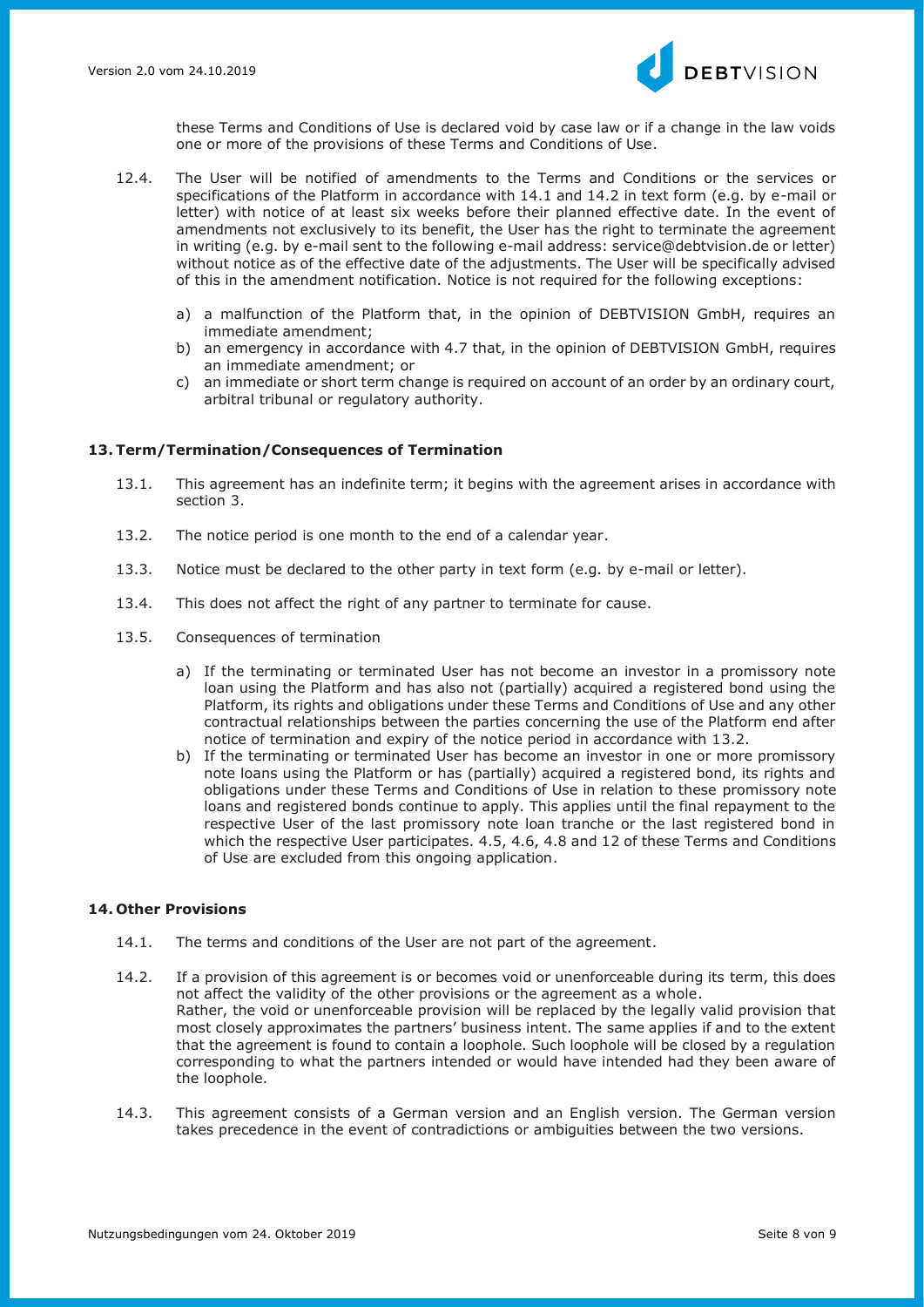these Terms and Conditions of Use is declared void by case law or if a change in the law voids one or more of the provisions of these Terms and Conditions of Use.

12.4. The User will be notified of amendments to the Terms and Conditions or the services or specifications of the Platform in accordance with 14.1 and 14.2 in text form (e.g. by e-mail or letter) with notice of at least six weeks before their planned effective date. In the event of amendments not exclusively to its benefit, the User has the right to terminate the agreement in writing (e.g. by e-mail sent to the following e-mail address: service@debtvision.de or letter) without notice as of the effective date of the adjustments. The User will be specifically advised of this in the amendment notification. Notice is not required for the following exceptions:

a) a malfunction of the Platform that, in the opinion of DEBTVISION GmbH, requires an immediate amendment;
b) an emergency in accordance with 4.7 that, in the opinion of DEBTVISION GmbH, requires an immediate amendment; or
c) an immediate or short term change is required on account of an order by an ordinary court, arbitral tribunal or regulatory authority.

## 13. Term/Termination/Consequences of Termination

13.1. This agreement has an indefinite term; it begins with the agreement arises in accordance with section 3.

13.2. The notice period is one month to the end of a calendar year.

13.3. Notice must be declared to the other party in text form (e.g. by e-mail or letter).

13.4. This does not affect the right of any partner to terminate for cause.

13.5. Consequences of termination

a) If the terminating or terminated User has not become an investor in a promissory note loan using the Platform and has also not (partially) acquired a registered bond using the Platform, its rights and obligations under these Terms and Conditions of Use and any other contractual relationships between the parties concerning the use of the Platform end after notice of termination and expiry of the notice period in accordance with 13.2.
b) If the terminating or terminated User has become an investor in one or more promissory note loans using the Platform or has (partially) acquired a registered bond, its rights and obligations under these Terms and Conditions of Use in relation to these promissory note loans and registered bonds continue to apply. This applies until the final repayment to the respective User of the last promissory note loan tranche or the last registered bond in which the respective User participates. 4.5, 4.6, 4.8 and 12 of these Terms and Conditions of Use are excluded from this ongoing application.

## 14. Other Provisions

14.1. The terms and conditions of the User are not part of the agreement.

14.2. If a provision of this agreement is or becomes void or unenforceable during its term, this does not affect the validity of the other provisions or the agreement as a whole.
Rather, the void or unenforceable provision will be replaced by the legally valid provision that most closely approximates the partners' business intent. The same applies if and to the extent that the agreement is found to contain a loophole. Such loophole will be closed by a regulation corresponding to what the partners intended or would have intended had they been aware of the loophole.

14.3. This agreement consists of a German version and an English version. The German version takes precedence in the event of contradictions or ambiguities between the two versions.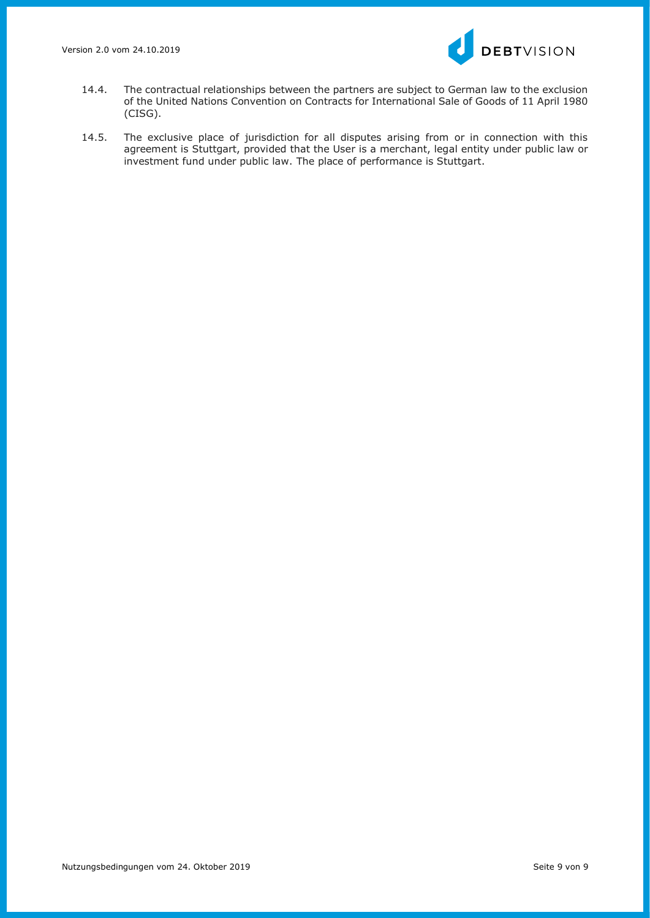14.4. The contractual relationships between the partners are subject to German law to the exclusion of the United Nations Convention on Contracts for International Sale of Goods of 11 April 1980 (CISG).

14.5. The exclusive place of jurisdiction for all disputes arising from or in connection with this agreement is Stuttgart, provided that the User is a merchant, legal entity under public law or investment fund under public law. The place of performance is Stuttgart.